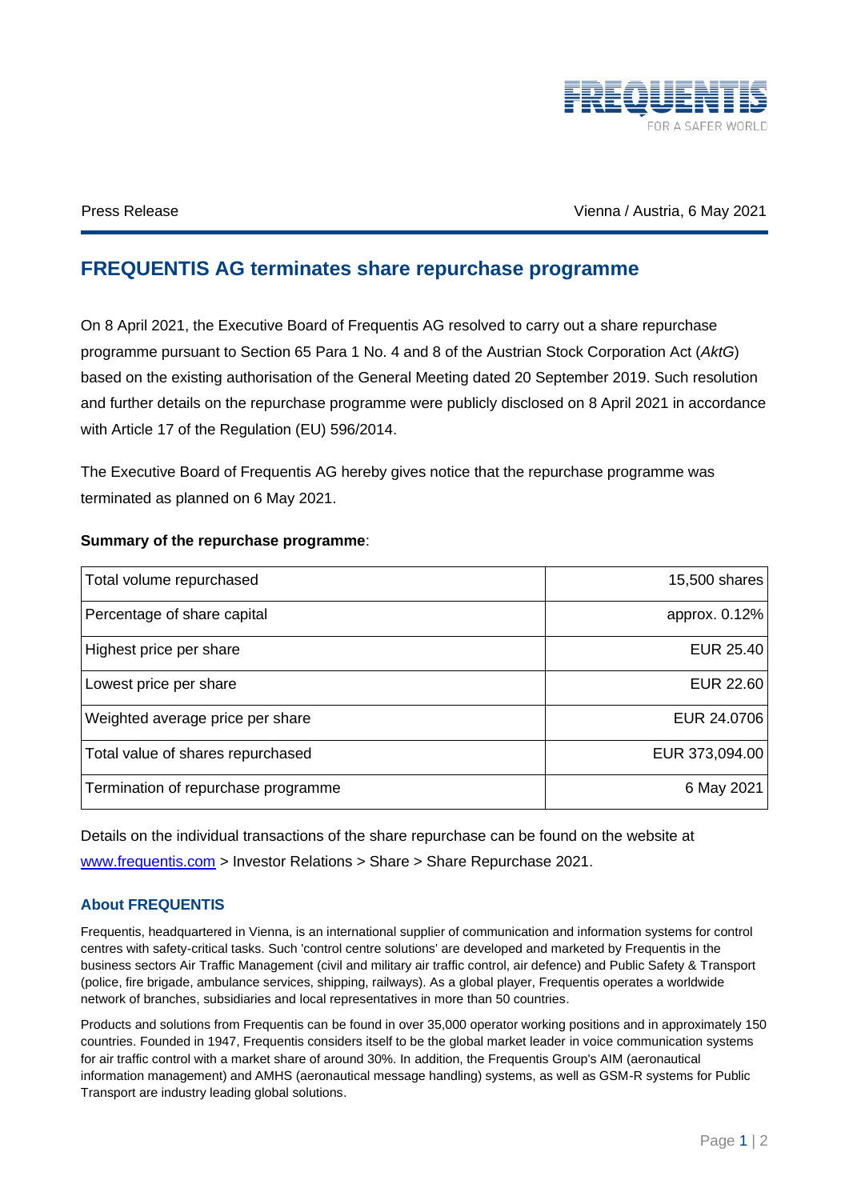Press Release

Vienna / Austria, 6 May 2021

# FREQUENTIS AG terminates share repurchase programme

On 8 April 2021, the Executive Board of Frequentis AG resolved to carry out a share repurchase programme pursuant to Section 65 Para 1 No. 4 and 8 of the Austrian Stock Corporation Act (*AktG*) based on the existing authorisation of the General Meeting dated 20 September 2019. Such resolution and further details on the repurchase programme were publicly disclosed on 8 April 2021 in accordance with Article 17 of the Regulation (EU) 596/2014.

The Executive Board of Frequentis AG hereby gives notice that the repurchase programme was terminated as planned on 6 May 2021.

**Summary of the repurchase programme**:

| | |
|---|---:|
| Total volume repurchased | 15,500 shares |
| Percentage of share capital | approx. 0.12% |
| Highest price per share | EUR 25.40 |
| Lowest price per share | EUR 22.60 |
| Weighted average price per share | EUR 24.0706 |
| Total value of shares repurchased | EUR 373,094.00 |
| Termination of repurchase programme | 6 May 2021 |

Details on the individual transactions of the share repurchase can be found on the website at www.frequentis.com > Investor Relations > Share > Share Repurchase 2021.

### About FREQUENTIS

Frequentis, headquartered in Vienna, is an international supplier of communication and information systems for control centres with safety-critical tasks. Such 'control centre solutions' are developed and marketed by Frequentis in the business sectors Air Traffic Management (civil and military air traffic control, air defence) and Public Safety & Transport (police, fire brigade, ambulance services, shipping, railways). As a global player, Frequentis operates a worldwide network of branches, subsidiaries and local representatives in more than 50 countries.

Products and solutions from Frequentis can be found in over 35,000 operator working positions and in approximately 150 countries. Founded in 1947, Frequentis considers itself to be the global market leader in voice communication systems for air traffic control with a market share of around 30%. In addition, the Frequentis Group's AIM (aeronautical information management) and AMHS (aeronautical message handling) systems, as well as GSM-R systems for Public Transport are industry leading global solutions.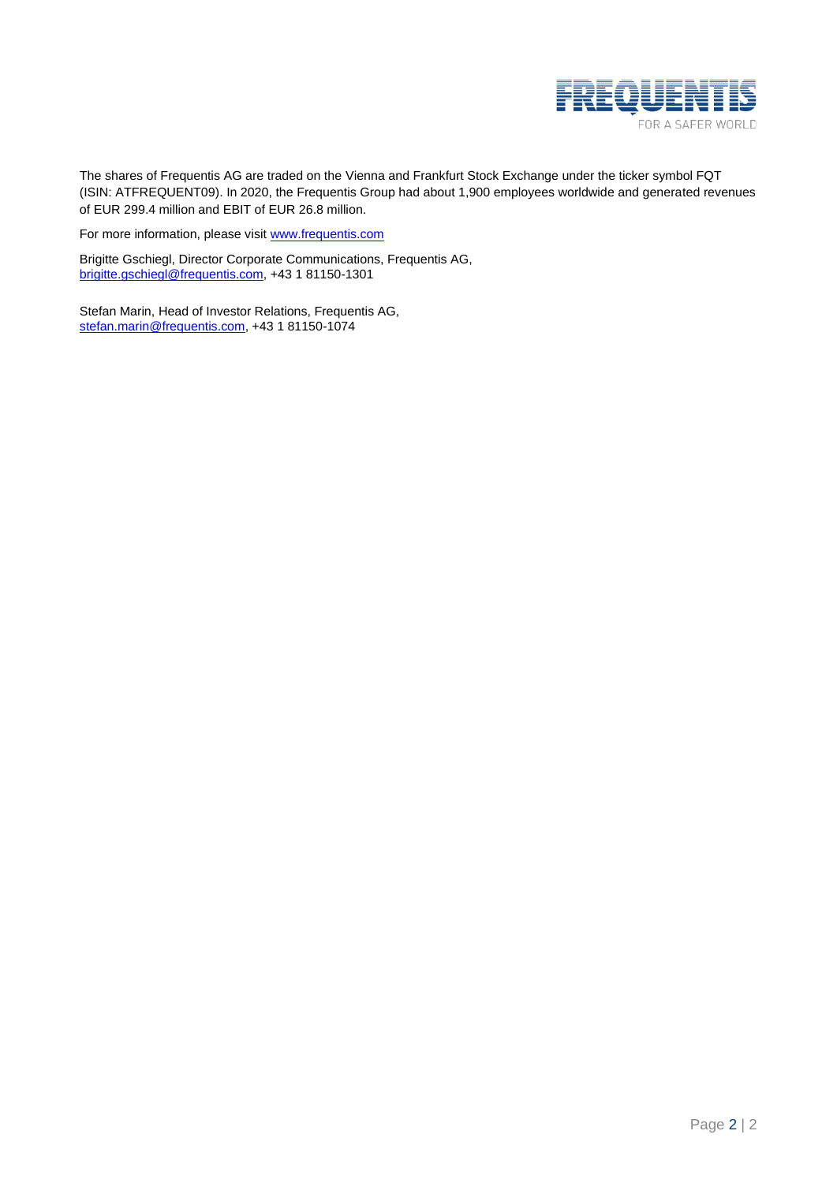The shares of Frequentis AG are traded on the Vienna and Frankfurt Stock Exchange under the ticker symbol FQT (ISIN: ATFREQUENT09). In 2020, the Frequentis Group had about 1,900 employees worldwide and generated revenues of EUR 299.4 million and EBIT of EUR 26.8 million.

For more information, please visit www.frequentis.com

Brigitte Gschiegl, Director Corporate Communications, Frequentis AG,
brigitte.gschiegl@frequentis.com, +43 1 81150-1301

Stefan Marin, Head of Investor Relations, Frequentis AG,
stefan.marin@frequentis.com, +43 1 81150-1074